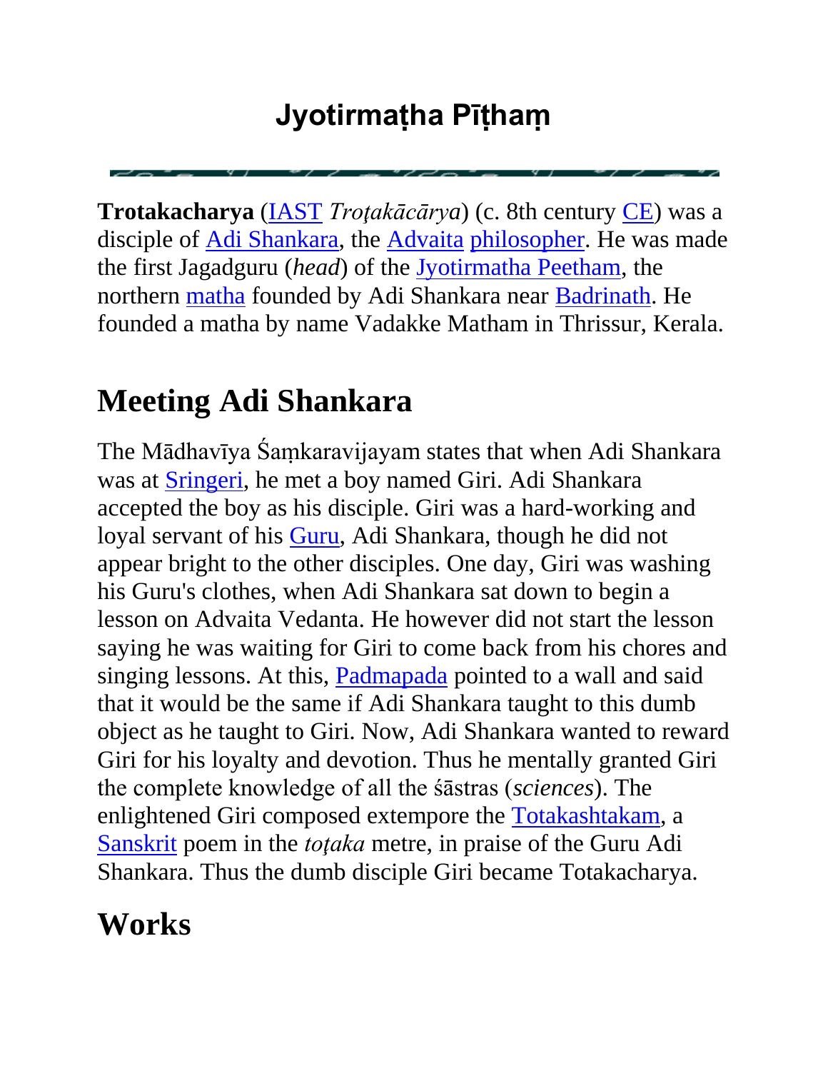# Jyotirmaṭha Pīṭhaṃ

**Trotakacharya** (IAST *Troţakācārya*) (c. 8th century CE) was a disciple of Adi Shankara, the Advaita philosopher. He was made the first Jagadguru (*head*) of the Jyotirmatha Peetham, the northern matha founded by Adi Shankara near Badrinath. He founded a matha by name Vadakke Matham in Thrissur, Kerala.

## Meeting Adi Shankara

The Mādhavīya Śaṃkaravijayam states that when Adi Shankara was at Sringeri, he met a boy named Giri. Adi Shankara accepted the boy as his disciple. Giri was a hard-working and loyal servant of his Guru, Adi Shankara, though he did not appear bright to the other disciples. One day, Giri was washing his Guru's clothes, when Adi Shankara sat down to begin a lesson on Advaita Vedanta. He however did not start the lesson saying he was waiting for Giri to come back from his chores and singing lessons. At this, Padmapada pointed to a wall and said that it would be the same if Adi Shankara taught to this dumb object as he taught to Giri. Now, Adi Shankara wanted to reward Giri for his loyalty and devotion. Thus he mentally granted Giri the complete knowledge of all the śāstras (*sciences*). The enlightened Giri composed extempore the Totakashtakam, a Sanskrit poem in the *toţaka* metre, in praise of the Guru Adi Shankara. Thus the dumb disciple Giri became Totakacharya.

## Works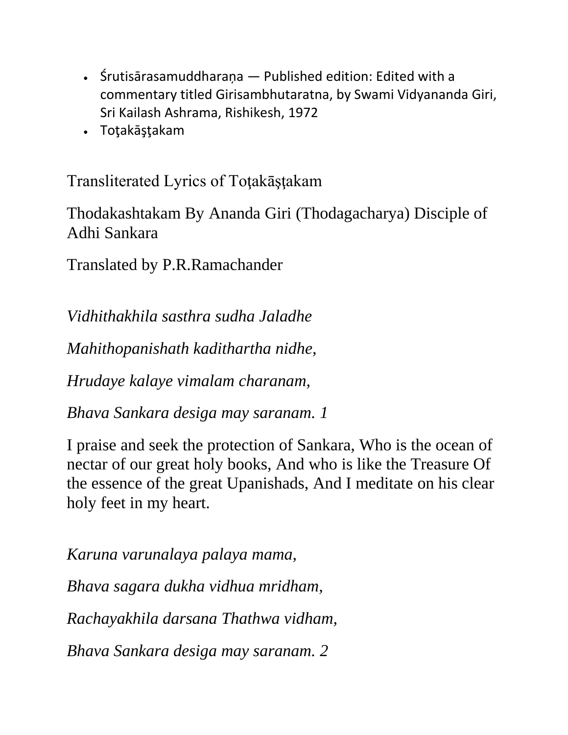- Śrutisārasamuddharaṇa — Published edition: Edited with a commentary titled Girisambhutaratna, by Swami Vidyananda Giri, Sri Kailash Ashrama, Rishikesh, 1972
- Toţakāşţakam

Transliterated Lyrics of Toţakāşţakam

Thodakashtakam By Ananda Giri (Thodagacharya) Disciple of Adhi Sankara

Translated by P.R.Ramachander

*Vidhithakhila sasthra sudha Jaladhe*

*Mahithopanishath kadithartha nidhe,*

*Hrudaye kalaye vimalam charanam,*

*Bhava Sankara desiga may saranam. 1*

I praise and seek the protection of Sankara, Who is the ocean of nectar of our great holy books, And who is like the Treasure Of the essence of the great Upanishads, And I meditate on his clear holy feet in my heart.

*Karuna varunalaya palaya mama,*

*Bhava sagara dukha vidhua mridham,*

*Rachayakhila darsana Thathwa vidham,*

*Bhava Sankara desiga may saranam. 2*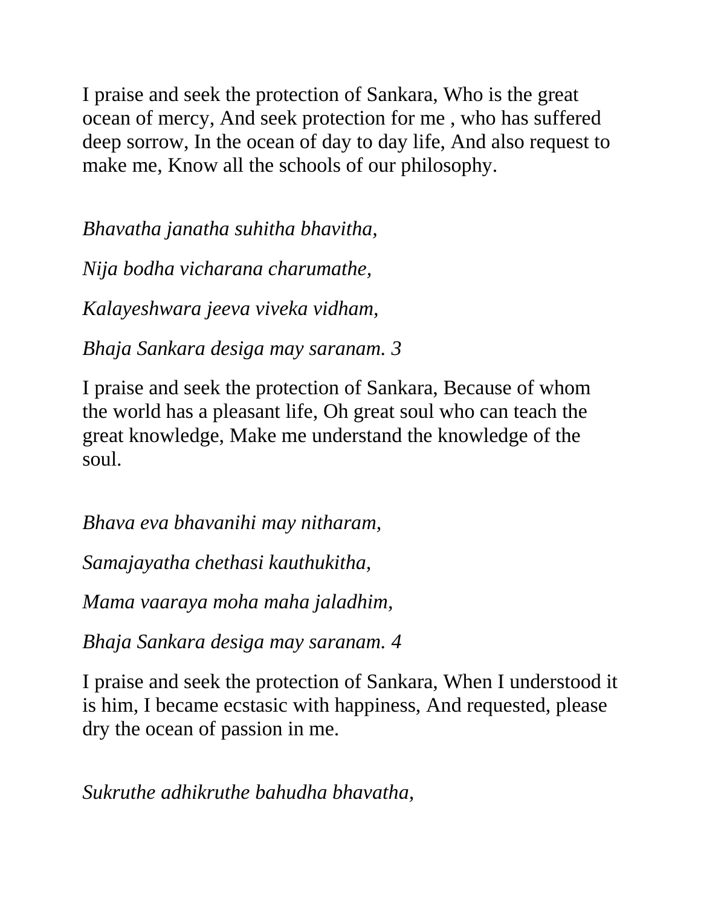I praise and seek the protection of Sankara, Who is the great ocean of mercy, And seek protection for me , who has suffered deep sorrow, In the ocean of day to day life, And also request to make me, Know all the schools of our philosophy.

*Bhavatha janatha suhitha bhavitha,*

*Nija bodha vicharana charumathe,*

*Kalayeshwara jeeva viveka vidham,*

*Bhaja Sankara desiga may saranam. 3*

I praise and seek the protection of Sankara, Because of whom the world has a pleasant life, Oh great soul who can teach the great knowledge, Make me understand the knowledge of the soul.

*Bhava eva bhavanihi may nitharam,*

*Samajayatha chethasi kauthukitha,*

*Mama vaaraya moha maha jaladhim,*

*Bhaja Sankara desiga may saranam. 4*

I praise and seek the protection of Sankara, When I understood it is him, I became ecstasic with happiness, And requested, please dry the ocean of passion in me.

*Sukruthe adhikruthe bahudha bhavatha,*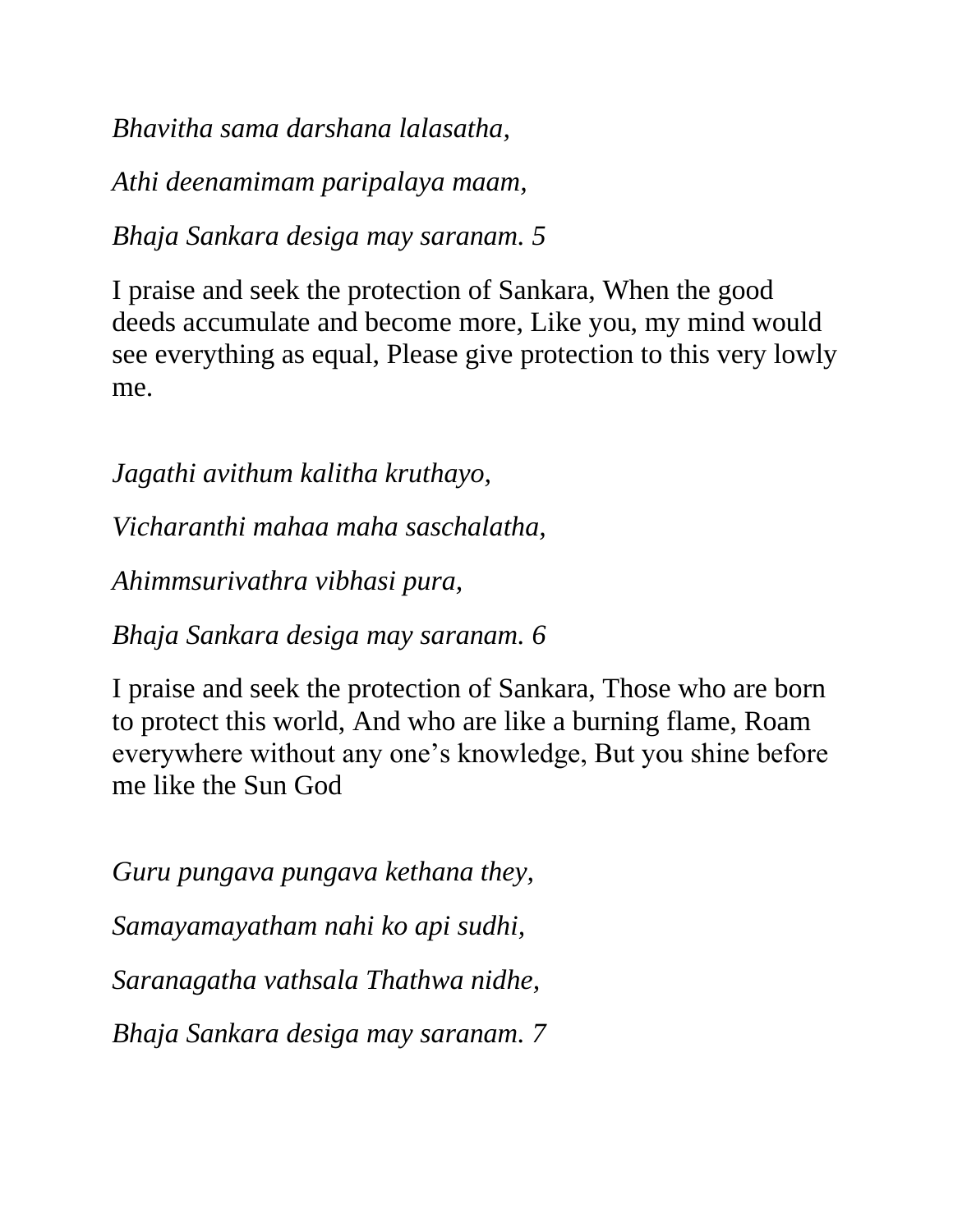*Bhavitha sama darshana lalasatha,*

*Athi deenamimam paripalaya maam,*

*Bhaja Sankara desiga may saranam. 5*

I praise and seek the protection of Sankara, When the good deeds accumulate and become more, Like you, my mind would see everything as equal, Please give protection to this very lowly me.

*Jagathi avithum kalitha kruthayo,*

*Vicharanthi mahaa maha saschalatha,*

*Ahimmsurivathra vibhasi pura,*

*Bhaja Sankara desiga may saranam. 6*

I praise and seek the protection of Sankara, Those who are born to protect this world, And who are like a burning flame, Roam everywhere without any one's knowledge, But you shine before me like the Sun God

*Guru pungava pungava kethana they,*

*Samayamayatham nahi ko api sudhi,*

*Saranagatha vathsala Thathwa nidhe,*

*Bhaja Sankara desiga may saranam. 7*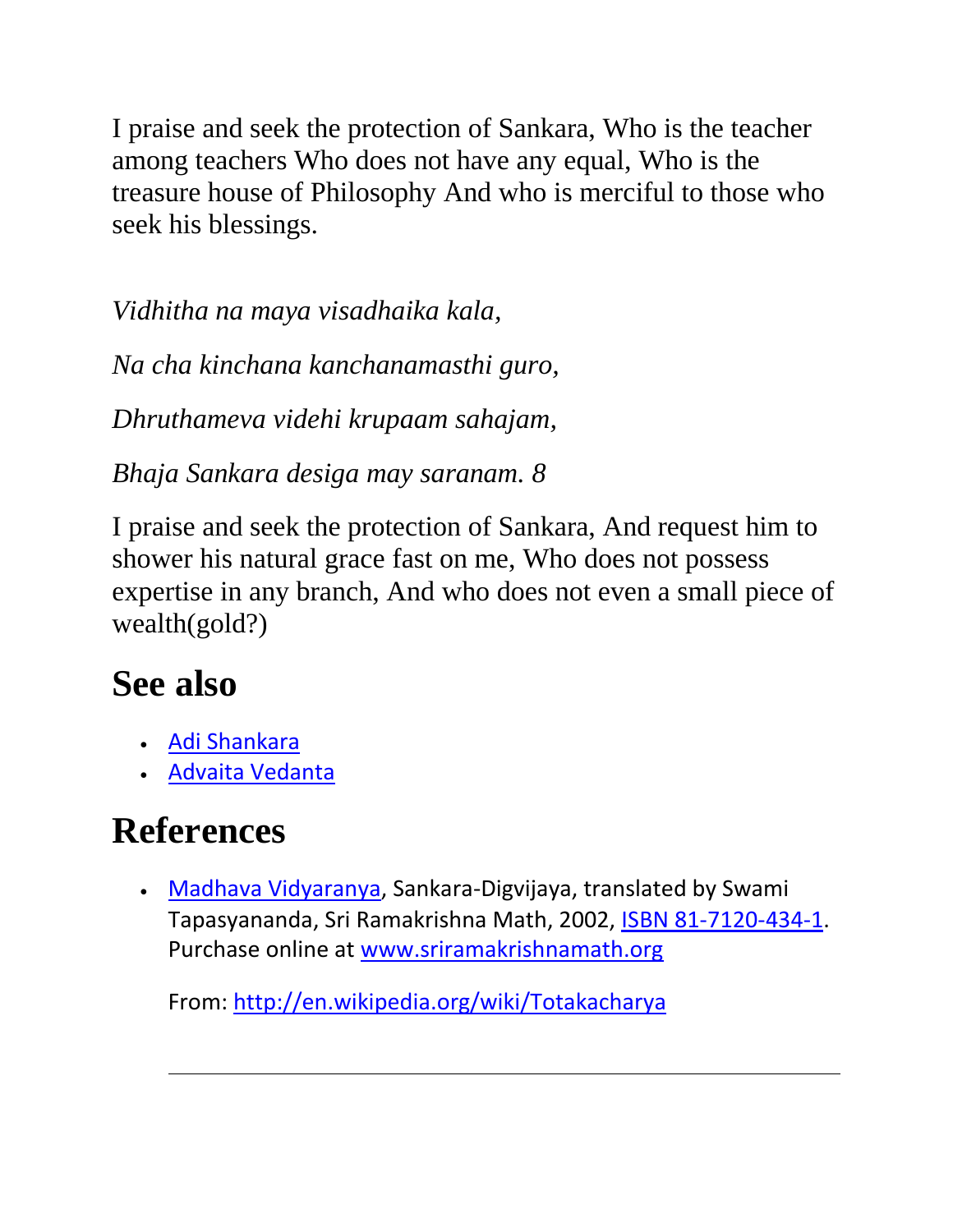I praise and seek the protection of Sankara, Who is the teacher among teachers Who does not have any equal, Who is the treasure house of Philosophy And who is merciful to those who seek his blessings.

*Vidhitha na maya visadhaika kala,*

*Na cha kinchana kanchanamasthi guro,*

*Dhruthameva videhi krupaam sahajam,*

*Bhaja Sankara desiga may saranam. 8*

I praise and seek the protection of Sankara, And request him to shower his natural grace fast on me, Who does not possess expertise in any branch, And who does not even a small piece of wealth(gold?)

## See also

- Adi Shankara
- Advaita Vedanta

## References

- Madhava Vidyaranya, Sankara-Digvijaya, translated by Swami Tapasyananda, Sri Ramakrishna Math, 2002, ISBN 81-7120-434-1. Purchase online at www.sriramakrishnamath.org

  From: http://en.wikipedia.org/wiki/Totakacharya

---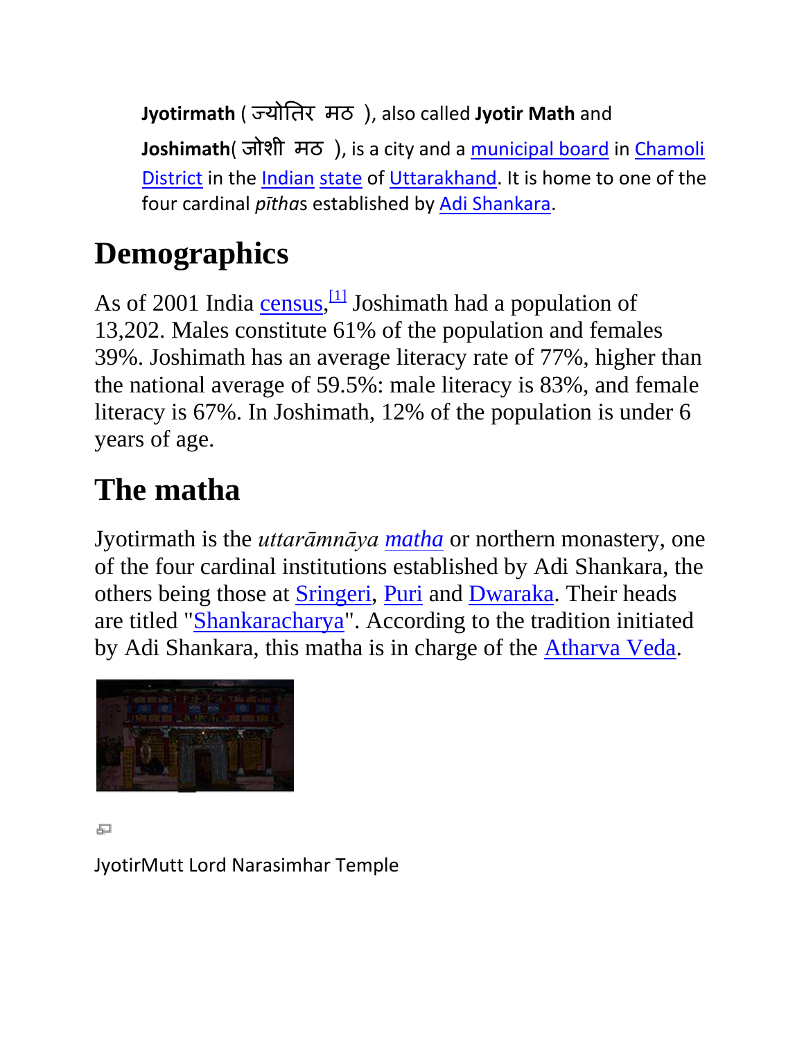**Jyotirmath** ( ज्योतिर मठ ), also called **Jyotir Math** and **Joshimath**( जोशी मठ ), is a city and a municipal board in Chamoli District in the Indian state of Uttarakhand. It is home to one of the four cardinal *pītha*s established by Adi Shankara.

# Demographics

As of 2001 India census,[1] Joshimath had a population of 13,202. Males constitute 61% of the population and females 39%. Joshimath has an average literacy rate of 77%, higher than the national average of 59.5%: male literacy is 83%, and female literacy is 67%. In Joshimath, 12% of the population is under 6 years of age.

# The matha

Jyotirmath is the *uttarāmnāya* *matha* or northern monastery, one of the four cardinal institutions established by Adi Shankara, the others being those at Sringeri, Puri and Dwaraka. Their heads are titled "Shankaracharya". According to the tradition initiated by Adi Shankara, this matha is in charge of the Atharva Veda.

JyotirMutt Lord Narasimhar Temple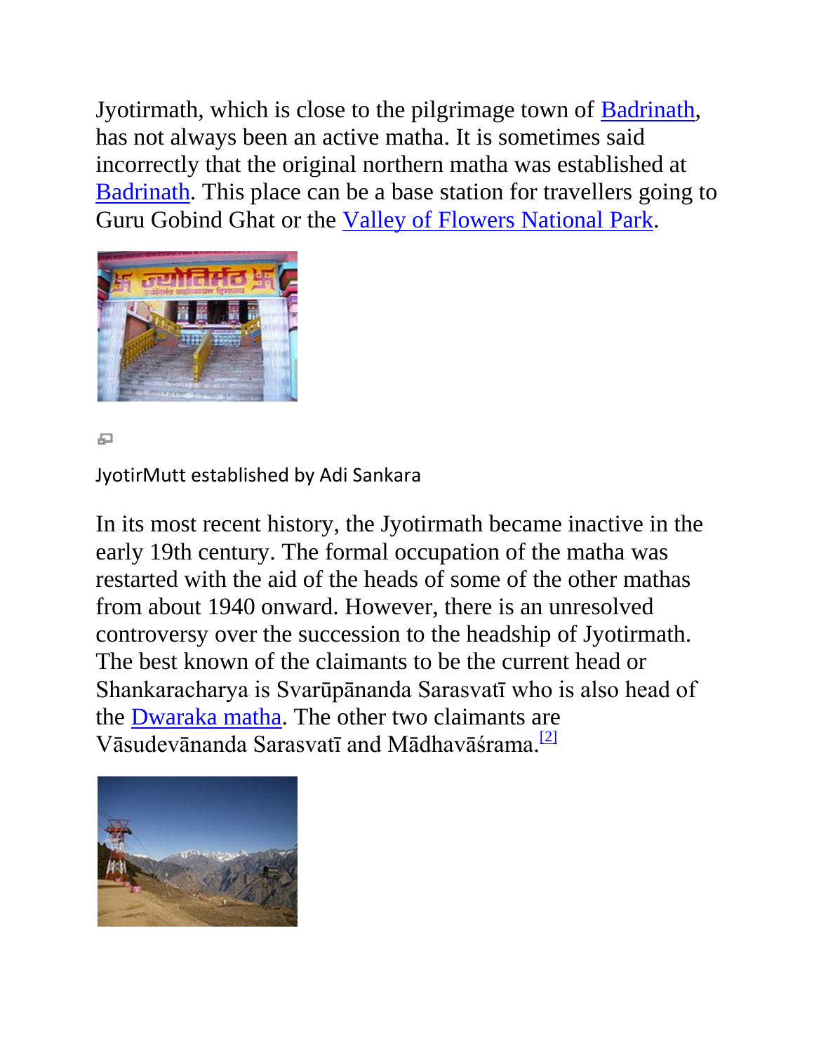Jyotirmath, which is close to the pilgrimage town of Badrinath, has not always been an active matha. It is sometimes said incorrectly that the original northern matha was established at Badrinath. This place can be a base station for travellers going to Guru Gobind Ghat or the Valley of Flowers National Park.

JyotirMutt established by Adi Sankara

In its most recent history, the Jyotirmath became inactive in the early 19th century. The formal occupation of the matha was restarted with the aid of the heads of some of the other mathas from about 1940 onward. However, there is an unresolved controversy over the succession to the headship of Jyotirmath. The best known of the claimants to be the current head or Shankaracharya is Svarūpānanda Sarasvatī who is also head of the Dwaraka matha. The other two claimants are Vāsudevānanda Sarasvatī and Mādhavāśrama.[2]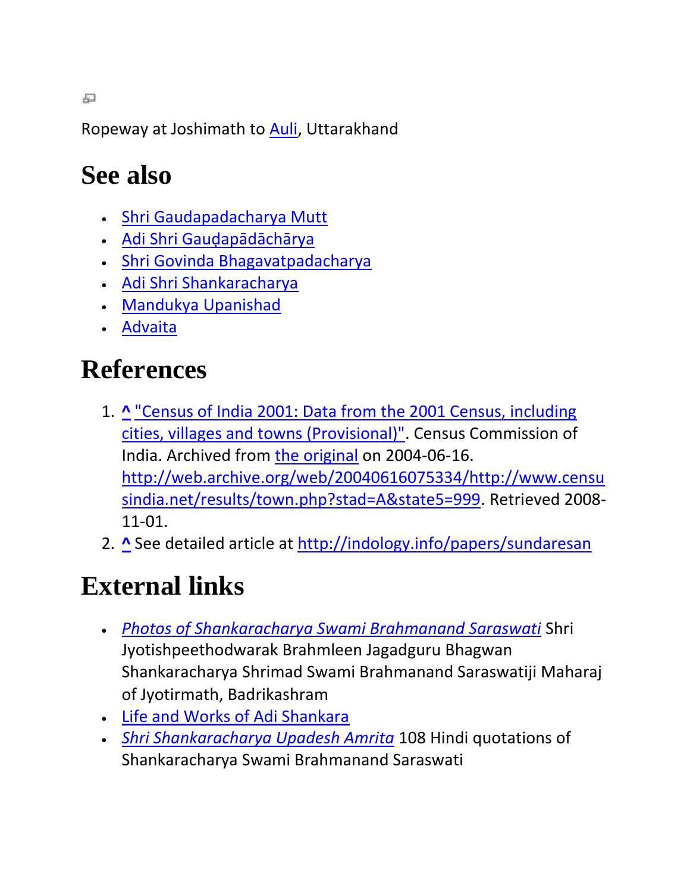Ropeway at Joshimath to Auli, Uttarakhand

## See also

- Shri Gaudapadacharya Mutt
- Adi Shri Gauḍapādāchārya
- Shri Govinda Bhagavatpadacharya
- Adi Shri Shankaracharya
- Mandukya Upanishad
- Advaita

## References

1. ^ "Census of India 2001: Data from the 2001 Census, including cities, villages and towns (Provisional)". Census Commission of India. Archived from the original on 2004-06-16. http://web.archive.org/web/20040616075334/http://www.censusindia.net/results/town.php?stad=A&state5=999. Retrieved 2008-11-01.
2. ^ See detailed article at http://indology.info/papers/sundaresan

## External links

- *Photos of Shankaracharya Swami Brahmanand Saraswati* Shri Jyotishpeethodwarak Brahmleen Jagadguru Bhagwan Shankaracharya Shrimad Swami Brahmanand Saraswatiji Maharaj of Jyotirmath, Badrikashram
- Life and Works of Adi Shankara
- *Shri Shankaracharya Upadesh Amrita* 108 Hindi quotations of Shankaracharya Swami Brahmanand Saraswati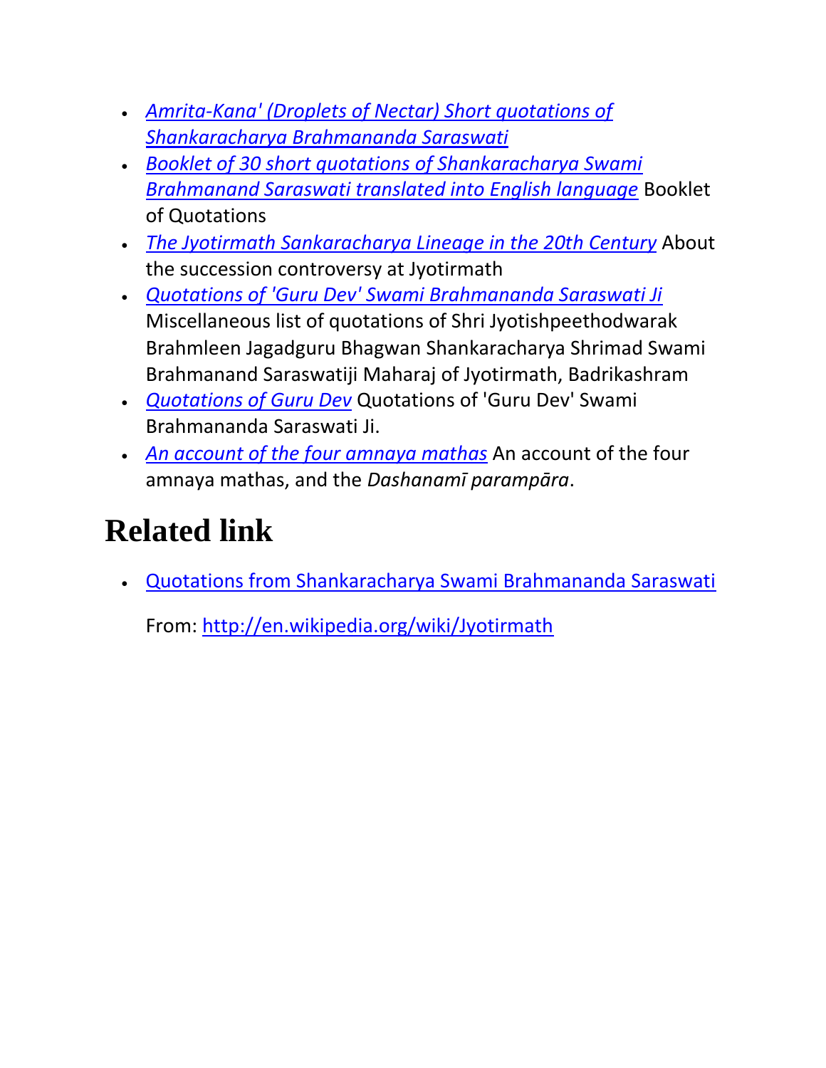- *Amrita-Kana' (Droplets of Nectar) Short quotations of Shankaracharya Brahmananda Saraswati*
- *Booklet of 30 short quotations of Shankaracharya Swami Brahmanand Saraswati translated into English language* Booklet of Quotations
- *The Jyotirmath Sankaracharya Lineage in the 20th Century* About the succession controversy at Jyotirmath
- *Quotations of 'Guru Dev' Swami Brahmananda Saraswati Ji* Miscellaneous list of quotations of Shri Jyotishpeethodwarak Brahmleen Jagadguru Bhagwan Shankaracharya Shrimad Swami Brahmanand Saraswatiji Maharaj of Jyotirmath, Badrikashram
- *Quotations of Guru Dev* Quotations of 'Guru Dev' Swami Brahmananda Saraswati Ji.
- *An account of the four amnaya mathas* An account of the four amnaya mathas, and the *Dashanamī parampāra*.

# Related link

- Quotations from Shankaracharya Swami Brahmananda Saraswati

  From: http://en.wikipedia.org/wiki/Jyotirmath